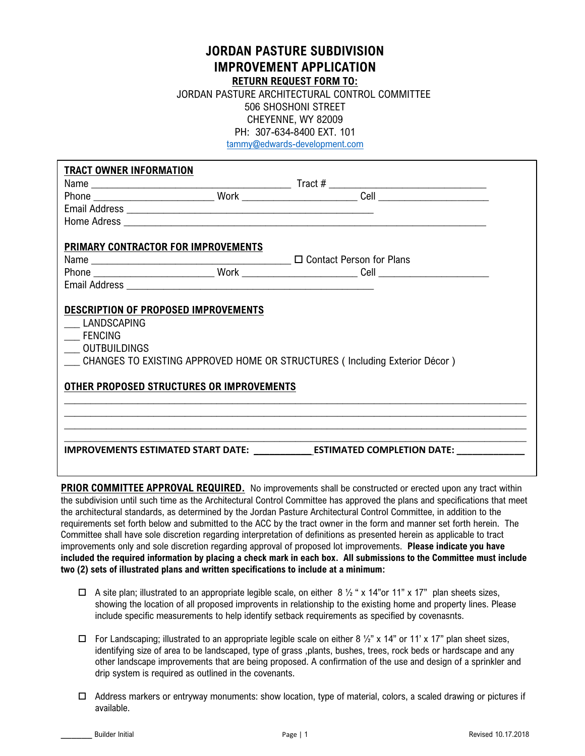# JORDAN PASTURE SUBDIVISION
# IMPROVEMENT APPLICATION

**RETURN REQUEST FORM TO:**

JORDAN PASTURE ARCHITECTURAL CONTROL COMMITTEE
506 SHOSHONI STREET
CHEYENNE, WY 82009
PH: 307-634-8400 EXT. 101
tammy@edwards-development.com

**TRACT OWNER INFORMATION**

Name ______________________________________ Tract # ______________________________

Phone _______________________ Work ______________________ Cell _____________________

Email Address _______________________________________________

Home Adress ______________________________________________________________________

**PRIMARY CONTRACTOR FOR IMPROVEMENTS**

Name ______________________________________ ☐ Contact Person for Plans

Phone _______________________ Work ______________________ Cell _____________________

Email Address _______________________________________________

**DESCRIPTION OF PROPOSED IMPROVEMENTS**

___ LANDSCAPING

___ FENCING

___ OUTBUILDINGS

___ CHANGES TO EXISTING APPROVED HOME OR STRUCTURES ( Including Exterior Décor )

**OTHER PROPOSED STRUCTURES OR IMPROVEMENTS**

_____________________________________________________________________________________

_____________________________________________________________________________________

_____________________________________________________________________________________

_____________________________________________________________________________________

**IMPROVEMENTS ESTIMATED START DATE: ____________ ESTIMATED COMPLETION DATE: _____________**

**PRIOR COMMITTEE APPROVAL REQUIRED.** No improvements shall be constructed or erected upon any tract within the subdivision until such time as the Architectural Control Committee has approved the plans and specifications that meet the architectural standards, as determined by the Jordan Pasture Architectural Control Committee, in addition to the requirements set forth below and submitted to the ACC by the tract owner in the form and manner set forth herein. The Committee shall have sole discretion regarding interpretation of definitions as presented herein as applicable to tract improvements only and sole discretion regarding approval of proposed lot improvements. **Please indicate you have included the required information by placing a check mark in each box. All submissions to the Committee must include two (2) sets of illustrated plans and written specifications to include at a minimum:**

- ☐ A site plan; illustrated to an appropriate legible scale, on either 8 ½ " x 14"or 11" x 17" plan sheets sizes, showing the location of all proposed improvents in relationship to the existing home and property lines. Please include specific measurements to help identify setback requirements as specified by covenasnts.

- ☐ For Landscaping; illustrated to an appropriate legible scale on either 8 ½" x 14" or 11' x 17" plan sheet sizes, identifying size of area to be landscaped, type of grass ,plants, bushes, trees, rock beds or hardscape and any other landscape improvements that are being proposed. A confirmation of the use and design of a sprinkler and drip system is required as outlined in the covenants.

- ☐ Address markers or entryway monuments: show location, type of material, colors, a scaled drawing or pictures if available.

________ Builder Initial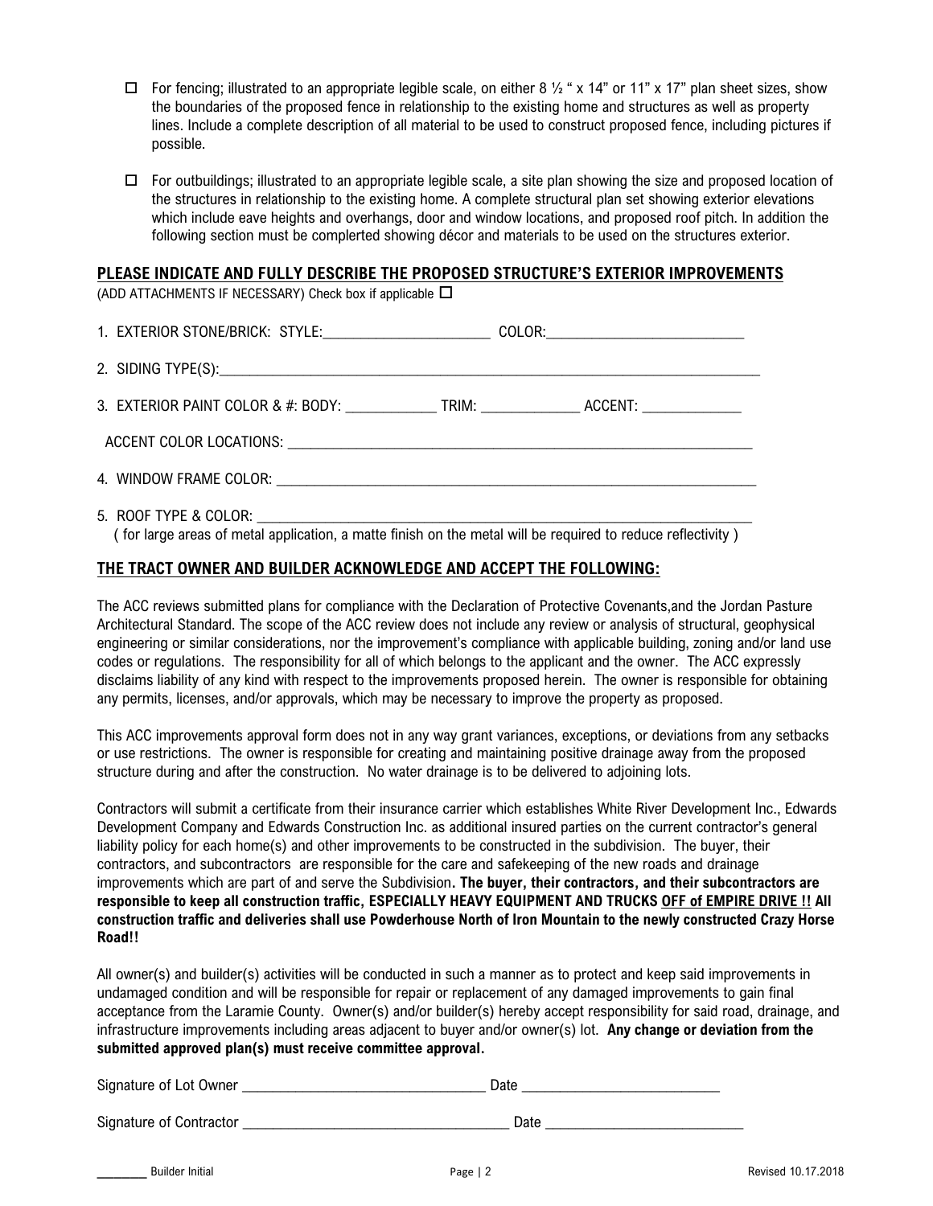- ☐ For fencing; illustrated to an appropriate legible scale, on either 8 ½ " x 14" or 11" x 17" plan sheet sizes, show the boundaries of the proposed fence in relationship to the existing home and structures as well as property lines. Include a complete description of all material to be used to construct proposed fence, including pictures if possible.

- ☐ For outbuildings; illustrated to an appropriate legible scale, a site plan showing the size and proposed location of the structures in relationship to the existing home. A complete structural plan set showing exterior elevations which include eave heights and overhangs, door and window locations, and proposed roof pitch. In addition the following section must be complerted showing décor and materials to be used on the structures exterior.

## PLEASE INDICATE AND FULLY DESCRIBE THE PROPOSED STRUCTURE'S EXTERIOR IMPROVEMENTS

(ADD ATTACHMENTS IF NECESSARY) Check box if applicable ☐

1. EXTERIOR STONE/BRICK: STYLE:______________________ COLOR:__________________________

2. SIDING TYPE(S):________________________________________________________________________

3. EXTERIOR PAINT COLOR & #: BODY: ____________ TRIM: _____________ ACCENT: _____________

   ACCENT COLOR LOCATIONS: ________________________________________________________________

4. WINDOW FRAME COLOR: _________________________________________________________________

5. ROOF TYPE & COLOR: ___________________________________________________________________
   ( for large areas of metal application, a matte finish on the metal will be required to reduce reflectivity )

## THE TRACT OWNER AND BUILDER ACKNOWLEDGE AND ACCEPT THE FOLLOWING:

The ACC reviews submitted plans for compliance with the Declaration of Protective Covenants,and the Jordan Pasture Architectural Standard. The scope of the ACC review does not include any review or analysis of structural, geophysical engineering or similar considerations, nor the improvement's compliance with applicable building, zoning and/or land use codes or regulations. The responsibility for all of which belongs to the applicant and the owner. The ACC expressly disclaims liability of any kind with respect to the improvements proposed herein. The owner is responsible for obtaining any permits, licenses, and/or approvals, which may be necessary to improve the property as proposed.

This ACC improvements approval form does not in any way grant variances, exceptions, or deviations from any setbacks or use restrictions. The owner is responsible for creating and maintaining positive drainage away from the proposed structure during and after the construction. No water drainage is to be delivered to adjoining lots.

Contractors will submit a certificate from their insurance carrier which establishes White River Development Inc., Edwards Development Company and Edwards Construction Inc. as additional insured parties on the current contractor's general liability policy for each home(s) and other improvements to be constructed in the subdivision. The buyer, their contractors, and subcontractors are responsible for the care and safekeeping of the new roads and drainage improvements which are part of and serve the Subdivision**. The buyer, their contractors, and their subcontractors are responsible to keep all construction traffic, ESPECIALLY HEAVY EQUIPMENT AND TRUCKS OFF of EMPIRE DRIVE !! All construction traffic and deliveries shall use Powderhouse North of Iron Mountain to the newly constructed Crazy Horse Road!!**

All owner(s) and builder(s) activities will be conducted in such a manner as to protect and keep said improvements in undamaged condition and will be responsible for repair or replacement of any damaged improvements to gain final acceptance from the Laramie County. Owner(s) and/or builder(s) hereby accept responsibility for said road, drainage, and infrastructure improvements including areas adjacent to buyer and/or owner(s) lot. **Any change or deviation from the submitted approved plan(s) must receive committee approval.**

Signature of Lot Owner _______________________________ Date _________________________

Signature of Contractor __________________________________ Date _________________________

_______ Builder Initial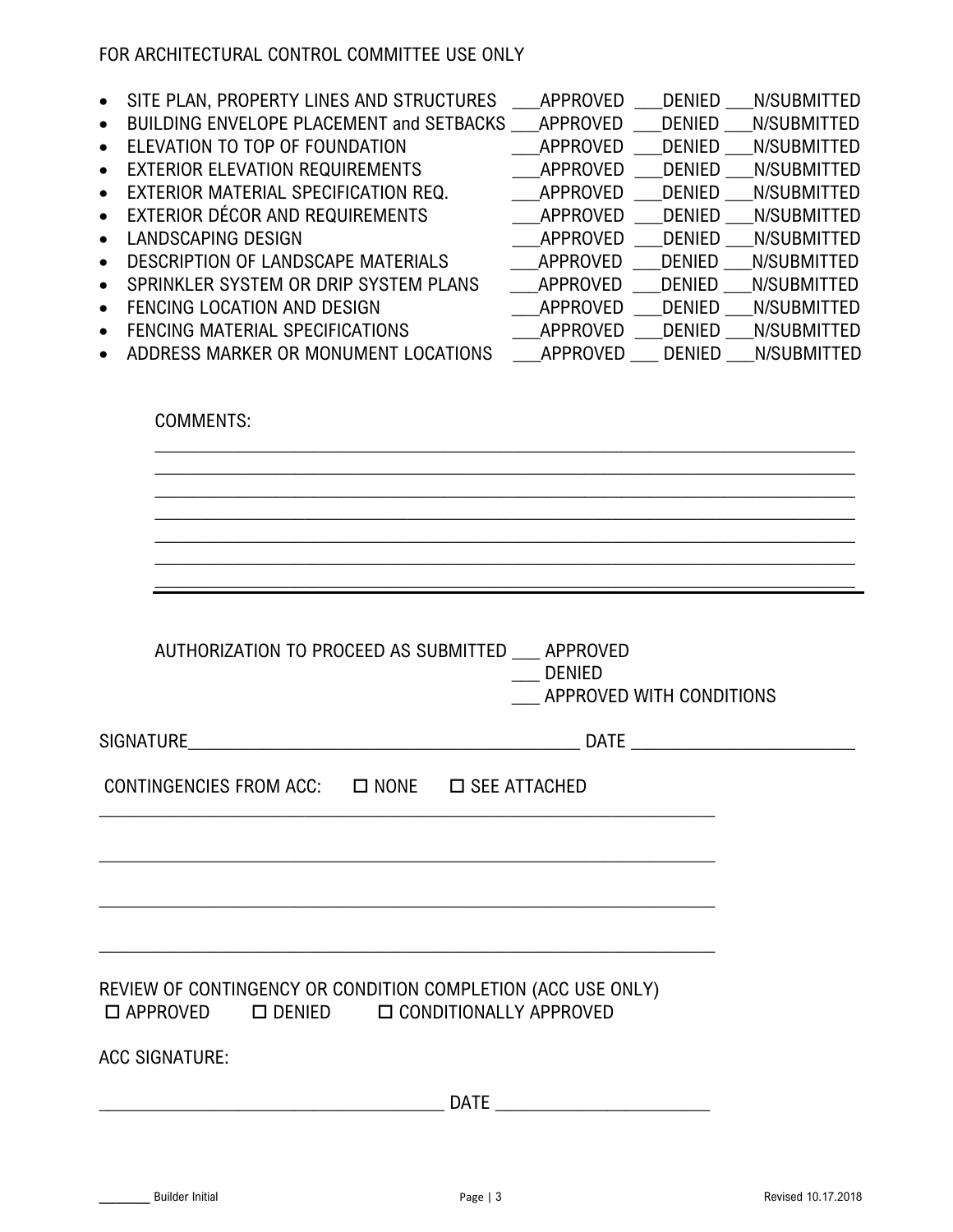FOR ARCHITECTURAL CONTROL COMMITTEE USE ONLY

- SITE PLAN, PROPERTY LINES AND STRUCTURES ___APPROVED ___DENIED ___N/SUBMITTED
- BUILDING ENVELOPE PLACEMENT and SETBACKS ___APPROVED ___DENIED ___N/SUBMITTED
- ELEVATION TO TOP OF FOUNDATION ___APPROVED ___DENIED ___N/SUBMITTED
- EXTERIOR ELEVATION REQUIREMENTS ___APPROVED ___DENIED ___N/SUBMITTED
- EXTERIOR MATERIAL SPECIFICATION REQ. ___APPROVED ___DENIED ___N/SUBMITTED
- EXTERIOR DÉCOR AND REQUIREMENTS ___APPROVED ___DENIED ___N/SUBMITTED
- LANDSCAPING DESIGN ___APPROVED ___DENIED ___N/SUBMITTED
- DESCRIPTION OF LANDSCAPE MATERIALS ___APPROVED ___DENIED ___N/SUBMITTED
- SPRINKLER SYSTEM OR DRIP SYSTEM PLANS ___APPROVED ___DENIED ___N/SUBMITTED
- FENCING LOCATION AND DESIGN ___APPROVED ___DENIED ___N/SUBMITTED
- FENCING MATERIAL SPECIFICATIONS ___APPROVED ___DENIED ___N/SUBMITTED
- ADDRESS MARKER OR MONUMENT LOCATIONS ___APPROVED ___ DENIED ___N/SUBMITTED

COMMENTS:

______________________________________________________________________________
______________________________________________________________________________
______________________________________________________________________________
______________________________________________________________________________
______________________________________________________________________________
______________________________________________________________________________
______________________________________________________________________________

AUTHORIZATION TO PROCEED AS SUBMITTED ___ APPROVED
___ DENIED
___ APPROVED WITH CONDITIONS

SIGNATURE_____________________________________________ DATE ________________________

CONTINGENCIES FROM ACC: ☐ NONE ☐ SEE ATTACHED

_______________________________________________________________________

_______________________________________________________________________

_______________________________________________________________________

_______________________________________________________________________

REVIEW OF CONTINGENCY OR CONDITION COMPLETION (ACC USE ONLY)
☐ APPROVED ☐ DENIED ☐ CONDITIONALLY APPROVED

ACC SIGNATURE:

_______________________________________ DATE _______________________

_______ Builder Initial

Revised 10.17.2018